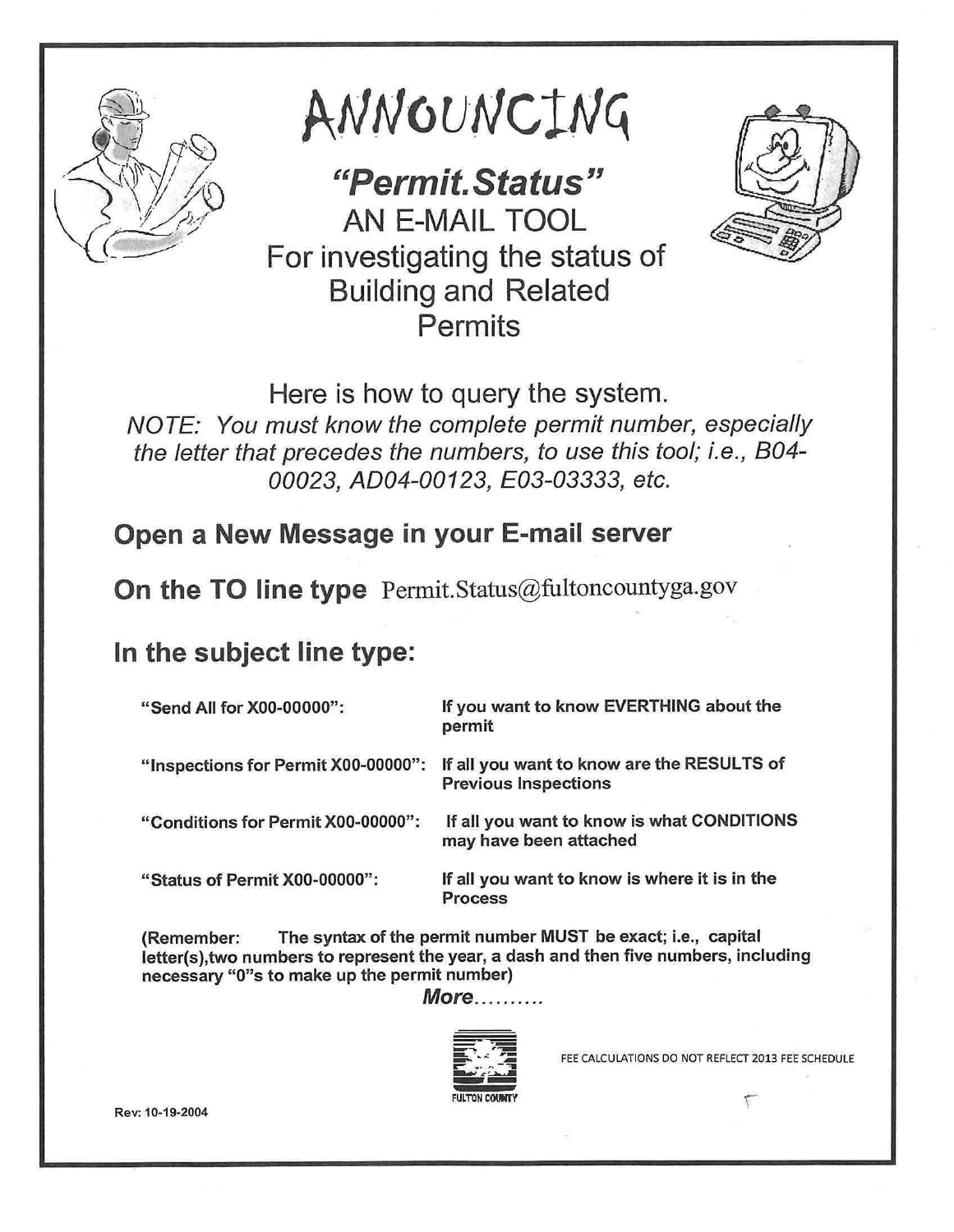# ANNOUNCING

## *"Permit.Status"*

AN E-MAIL TOOL

For investigating the status of Building and Related Permits

Here is how to query the system.

*NOTE: You must know the complete permit number, especially the letter that precedes the numbers, to use this tool; i.e., B04-00023, AD04-00123, E03-03333, etc.*

### Open a New Message in your E-mail server

### On the TO line type Permit.Status@fultoncountyga.gov

### In the subject line type:

| | |
|---|---|
| **"Send All for X00-00000":** | **If you want to know EVERTHING about the permit** |
| **"Inspections for Permit X00-00000":** | **If all you want to know are the RESULTS of Previous Inspections** |
| **"Conditions for Permit X00-00000":** | **If all you want to know is what CONDITIONS may have been attached** |
| **"Status of Permit X00-00000":** | **If all you want to know is where it is in the Process** |

**(Remember: The syntax of the permit number MUST be exact; i.e., capital letter(s),two numbers to represent the year, a dash and then five numbers, including necessary "0"s to make up the permit number)**

***More..........***

FULTON COUNTY

FEE CALCULATIONS DO NOT REFLECT 2013 FEE SCHEDULE

Rev: 10-19-2004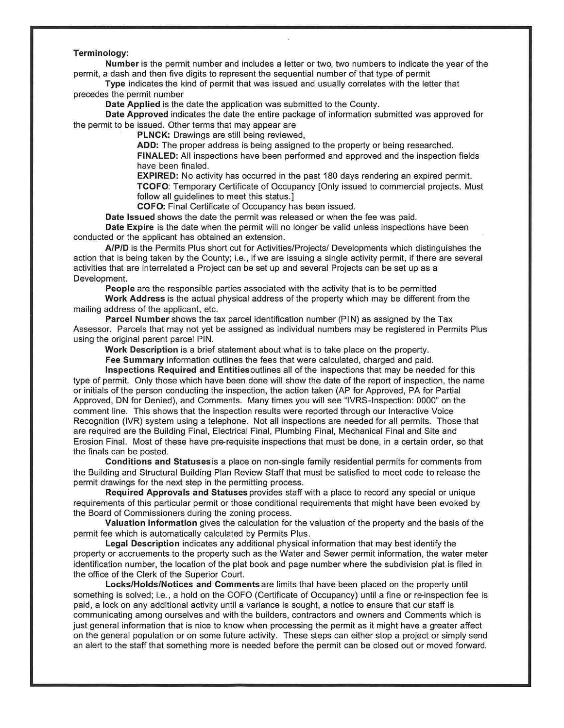**Terminology:**

**Number** is the permit number and includes a letter or two, two numbers to indicate the year of the permit, a dash and then five digits to represent the sequential number of that type of permit

**Type** indicates the kind of permit that was issued and usually correlates with the letter that precedes the permit number

**Date Applied** is the date the application was submitted to the County.

**Date Approved** indicates the date the entire package of information submitted was approved for the permit to be issued. Other terms that may appear are

> **PLNCK:** Drawings are still being reviewed,
>
> **ADD:** The proper address is being assigned to the property or being researched.
>
> **FINALED:** All inspections have been performed and approved and the inspection fields have been finaled.
>
> **EXPIRED:** No activity has occurred in the past 180 days rendering an expired permit.
>
> **TCOFO**: Temporary Certificate of Occupancy [Only issued to commercial projects. Must follow all guidelines to meet this status.]
>
> **COFO:** Final Certificate of Occupancy has been issued.

**Date Issued** shows the date the permit was released or when the fee was paid.

**Date Expire** is the date when the permit will no longer be valid unless inspections have been conducted or the applicant has obtained an extension.

**A/P/D** is the Permits Plus short cut for Activities/Projects/ Developments which distinguishes the action that is being taken by the County; i.e., if we are issuing a single activity permit, if there are several activities that are interrelated a Project can be set up and several Projects can be set up as a Development.

**People** are the responsible parties associated with the activity that is to be permitted

**Work Address** is the actual physical address of the property which may be different from the mailing address of the applicant, etc.

**Parcel Number** shows the tax parcel identification number (PIN) as assigned by the Tax Assessor. Parcels that may not yet be assigned as individual numbers may be registered in Permits Plus using the original parent parcel PIN.

**Work Description** is a brief statement about what is to take place on the property.

**Fee Summary** information outlines the fees that were calculated, charged and paid.

**Inspections Required and Entities** outlines all of the inspections that may be needed for this type of permit. Only those which have been done will show the date of the report of inspection, the name or initials of the person conducting the inspection, the action taken (AP for Approved, PA for Partial Approved, DN for Denied), and Comments. Many times you will see "IVRS-Inspection: 0000" on the comment line. This shows that the inspection results were reported through our Interactive Voice Recognition (IVR) system using a telephone. Not all inspections are needed for all permits. Those that are required are the Building Final, Electrical Final, Plumbing Final, Mechanical Final and Site and Erosion Final. Most of these have pre-requisite inspections that must be done, in a certain order, so that the finals can be posted.

**Conditions and Statuses** is a place on non-single family residential permits for comments from the Building and Structural Building Plan Review Staff that must be satisfied to meet code to release the permit drawings for the next step in the permitting process.

**Required Approvals and Statuses** provides staff with a place to record any special or unique requirements of this particular permit or those conditional requirements that might have been evoked by the Board of Commissioners during the zoning process.

**Valuation Information** gives the calculation for the valuation of the property and the basis of the permit fee which is automatically calculated by Permits Plus.

**Legal Description** indicates any additional physical information that may best identify the property or accruements to the property such as the Water and Sewer permit information, the water meter identification number, the location of the plat book and page number where the subdivision plat is filed in the office of the Clerk of the Superior Court.

**Locks/Holds/Notices and Comments** are limits that have been placed on the property until something is solved; i.e., a hold on the COFO (Certificate of Occupancy) until a fine or re-inspection fee is paid, a lock on any additional activity until a variance is sought, a notice to ensure that our staff is communicating among ourselves and with the builders, contractors and owners and Comments which is just general information that is nice to know when processing the permit as it might have a greater affect on the general population or on some future activity. These steps can either stop a project or simply send an alert to the staff that something more is needed before the permit can be closed out or moved forward.